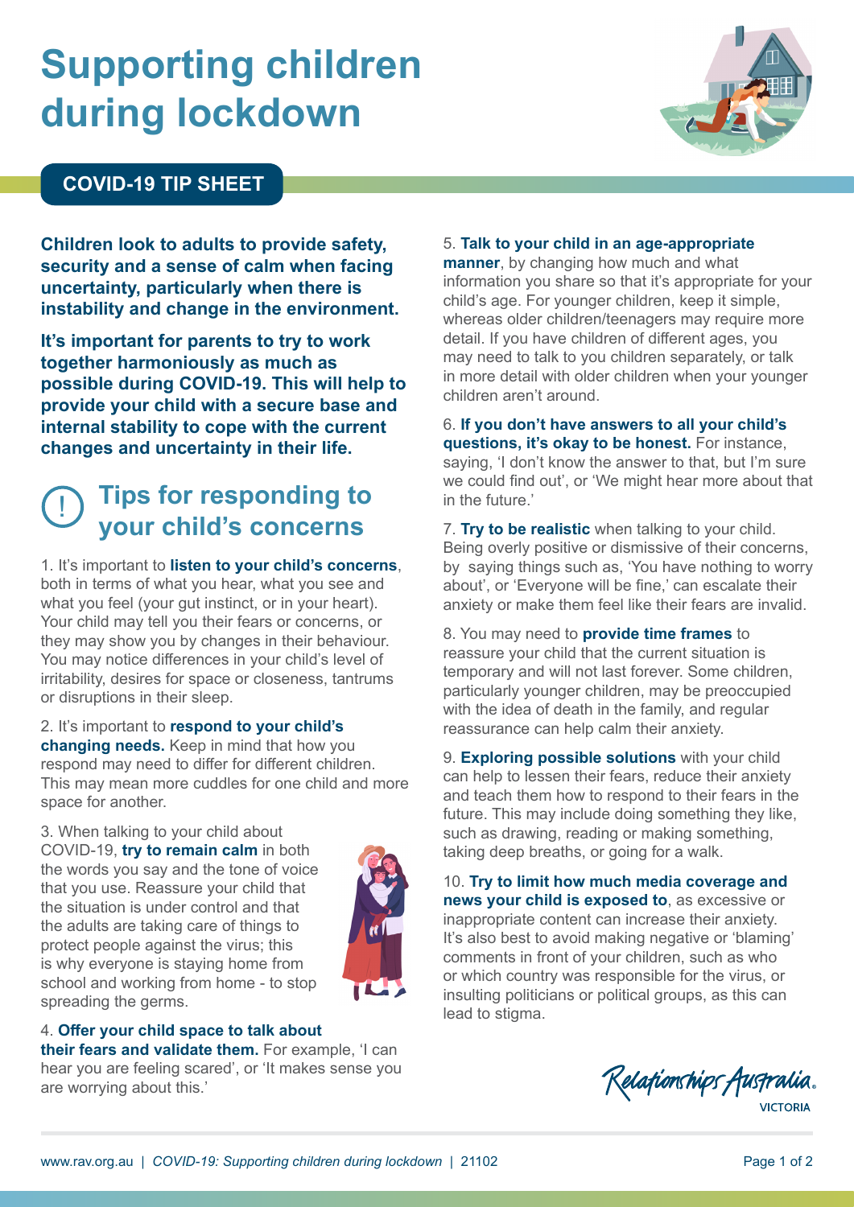# Supporting children during lockdown

## COVID-19 TIP SHEET

**Children look to adults to provide safety, security and a sense of calm when facing uncertainty, particularly when there is instability and change in the environment.**

**It's important for parents to try to work together harmoniously as much as possible during COVID-19. This will help to provide your child with a secure base and internal stability to cope with the current changes and uncertainty in their life.**

## Tips for responding to your child's concerns

1. It's important to **listen to your child's concerns**, both in terms of what you hear, what you see and what you feel (your gut instinct, or in your heart). Your child may tell you their fears or concerns, or they may show you by changes in their behaviour. You may notice differences in your child's level of irritability, desires for space or closeness, tantrums or disruptions in their sleep.

2. It's important to **respond to your child's changing needs.** Keep in mind that how you respond may need to differ for different children. This may mean more cuddles for one child and more space for another.

3. When talking to your child about COVID-19, **try to remain calm** in both the words you say and the tone of voice that you use. Reassure your child that the situation is under control and that the adults are taking care of things to protect people against the virus; this is why everyone is staying home from school and working from home - to stop spreading the germs.

4. **Offer your child space to talk about their fears and validate them.** For example, 'I can hear you are feeling scared', or 'It makes sense you are worrying about this.'

5. **Talk to your child in an age-appropriate manner**, by changing how much and what information you share so that it's appropriate for your child's age. For younger children, keep it simple, whereas older children/teenagers may require more detail. If you have children of different ages, you may need to talk to you children separately, or talk in more detail with older children when your younger children aren't around.

6. **If you don't have answers to all your child's questions, it's okay to be honest.** For instance, saying, 'I don't know the answer to that, but I'm sure we could find out', or 'We might hear more about that in the future.'

7. **Try to be realistic** when talking to your child. Being overly positive or dismissive of their concerns, by saying things such as, 'You have nothing to worry about', or 'Everyone will be fine,' can escalate their anxiety or make them feel like their fears are invalid.

8. You may need to **provide time frames** to reassure your child that the current situation is temporary and will not last forever. Some children, particularly younger children, may be preoccupied with the idea of death in the family, and regular reassurance can help calm their anxiety.

9. **Exploring possible solutions** with your child can help to lessen their fears, reduce their anxiety and teach them how to respond to their fears in the future. This may include doing something they like, such as drawing, reading or making something, taking deep breaths, or going for a walk.

10. **Try to limit how much media coverage and news your child is exposed to**, as excessive or inappropriate content can increase their anxiety. It's also best to avoid making negative or 'blaming' comments in front of your children, such as who or which country was responsible for the virus, or insulting politicians or political groups, as this can lead to stigma.

Relationships Australia VICTORIA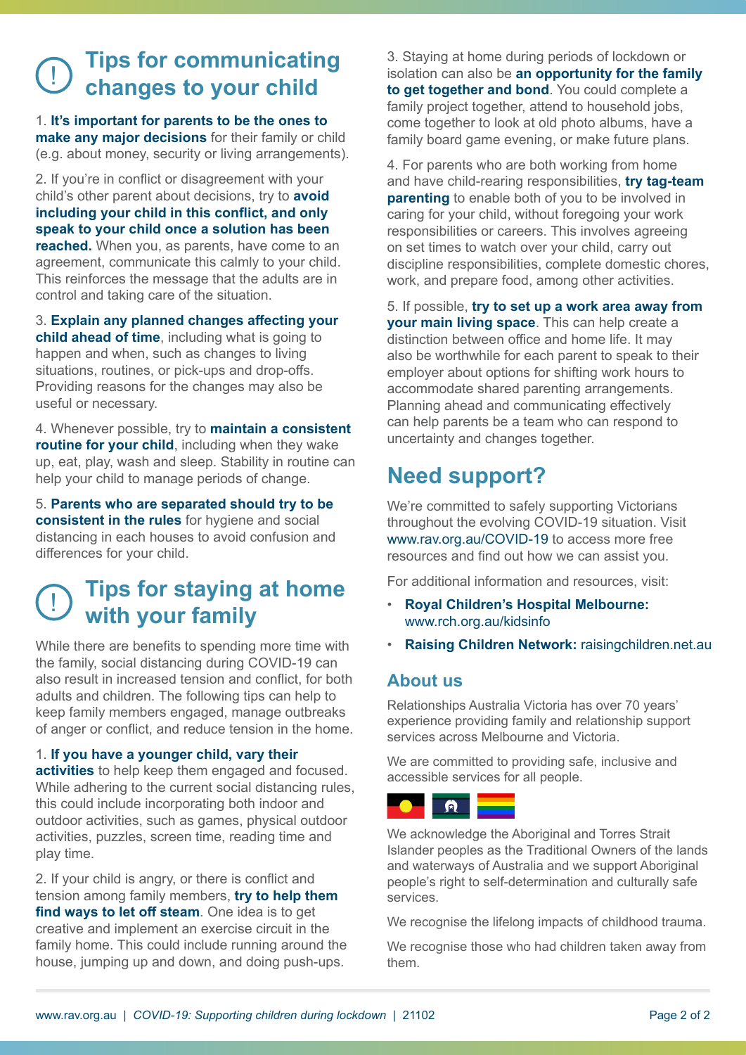## Tips for communicating changes to your child

1. **It's important for parents to be the ones to make any major decisions** for their family or child (e.g. about money, security or living arrangements).

2. If you're in conflict or disagreement with your child's other parent about decisions, try to **avoid including your child in this conflict, and only speak to your child once a solution has been reached.** When you, as parents, have come to an agreement, communicate this calmly to your child. This reinforces the message that the adults are in control and taking care of the situation.

3. **Explain any planned changes affecting your child ahead of time**, including what is going to happen and when, such as changes to living situations, routines, or pick-ups and drop-offs. Providing reasons for the changes may also be useful or necessary.

4. Whenever possible, try to **maintain a consistent routine for your child**, including when they wake up, eat, play, wash and sleep. Stability in routine can help your child to manage periods of change.

5. **Parents who are separated should try to be consistent in the rules** for hygiene and social distancing in each houses to avoid confusion and differences for your child.

## Tips for staying at home with your family

While there are benefits to spending more time with the family, social distancing during COVID-19 can also result in increased tension and conflict, for both adults and children. The following tips can help to keep family members engaged, manage outbreaks of anger or conflict, and reduce tension in the home.

1. **If you have a younger child, vary their activities** to help keep them engaged and focused. While adhering to the current social distancing rules, this could include incorporating both indoor and outdoor activities, such as games, physical outdoor activities, puzzles, screen time, reading time and play time.

2. If your child is angry, or there is conflict and tension among family members, **try to help them find ways to let off steam**. One idea is to get creative and implement an exercise circuit in the family home. This could include running around the house, jumping up and down, and doing push-ups.

3. Staying at home during periods of lockdown or isolation can also be **an opportunity for the family to get together and bond**. You could complete a family project together, attend to household jobs, come together to look at old photo albums, have a family board game evening, or make future plans.

4. For parents who are both working from home and have child-rearing responsibilities, **try tag-team parenting** to enable both of you to be involved in caring for your child, without foregoing your work responsibilities or careers. This involves agreeing on set times to watch over your child, carry out discipline responsibilities, complete domestic chores, work, and prepare food, among other activities.

5. If possible, **try to set up a work area away from your main living space**. This can help create a distinction between office and home life. It may also be worthwhile for each parent to speak to their employer about options for shifting work hours to accommodate shared parenting arrangements. Planning ahead and communicating effectively can help parents be a team who can respond to uncertainty and changes together.

## Need support?

We're committed to safely supporting Victorians throughout the evolving COVID-19 situation. Visit www.rav.org.au/COVID-19 to access more free resources and find out how we can assist you.

For additional information and resources, visit:

- **Royal Children's Hospital Melbourne:** www.rch.org.au/kidsinfo
- **Raising Children Network:** raisingchildren.net.au

### About us

Relationships Australia Victoria has over 70 years' experience providing family and relationship support services across Melbourne and Victoria.

We are committed to providing safe, inclusive and accessible services for all people.

We acknowledge the Aboriginal and Torres Strait Islander peoples as the Traditional Owners of the lands and waterways of Australia and we support Aboriginal people's right to self-determination and culturally safe services.

We recognise the lifelong impacts of childhood trauma.

We recognise those who had children taken away from them.